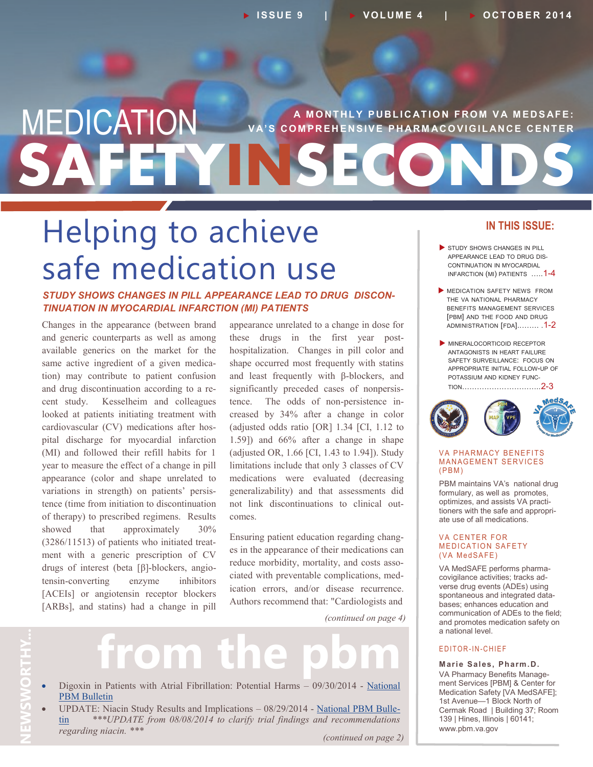# MEDICATION SAFETY IN SECONDS

A MONTHLY PUBLICATION FROM VA MEDSAFE: VA'S COMPREHENSIVE PHARMACOVIGILANCE CENTER

ISSUE 9 | VOLUME 4 | OCTOBER 2014

# Helping to achieve safe medication use

## *STUDY SHOWS CHANGES IN PILL APPEARANCE LEAD TO DRUG DISCONTINUATION IN MYOCARDIAL INFARCTION (MI) PATIENTS*

Changes in the appearance (between brand and generic counterparts as well as among available generics on the market for the same active ingredient of a given medication) may contribute to patient confusion and drug discontinuation according to a recent study. Kesselheim and colleagues looked at patients initiating treatment with cardiovascular (CV) medications after hospital discharge for myocardial infarction (MI) and followed their refill habits for 1 year to measure the effect of a change in pill appearance (color and shape unrelated to variations in strength) on patients' persistence (time from initiation to discontinuation of therapy) to prescribed regimens. Results showed that approximately 30% (3286/11513) of patients who initiated treatment with a generic prescription of CV drugs of interest (beta [β]-blockers, angiotensin-converting enzyme inhibitors [ACEIs] or angiotensin receptor blockers [ARBs], and statins) had a change in pill appearance unrelated to a change in dose for these drugs in the first year post-hospitalization. Changes in pill color and shape occurred most frequently with statins and least frequently with β-blockers, and significantly preceded cases of nonpersistence. The odds of non-persistence increased by 34% after a change in color (adjusted odds ratio [OR] 1.34 [CI, 1.12 to 1.59]) and 66% after a change in shape (adjusted OR, 1.66 [CI, 1.43 to 1.94]). Study limitations include that only 3 classes of CV medications were evaluated (decreasing generalizability) and that assessments did not link discontinuations to clinical outcomes.

Ensuring patient education regarding changes in the appearance of their medications can reduce morbidity, mortality, and costs associated with preventable complications, medication errors, and/or disease recurrence. Authors recommend that: "Cardiologists and

*(continued on page 4)*

## NEWSWORTHY... from the pbm

- Digoxin in Patients with Atrial Fibrillation: Potential Harms – 09/30/2014 - National PBM Bulletin
- UPDATE: Niacin Study Results and Implications – 08/29/2014 - National PBM Bulletin ****UPDATE from 08/08/2014 to clarify trial findings and recommendations regarding niacin. ****

*(continued on page 2)*

### IN THIS ISSUE:

- STUDY SHOWS CHANGES IN PILL APPEARANCE LEAD TO DRUG DISCONTINUATION IN MYOCARDIAL INFARCTION (MI) PATIENTS .....1-4
- MEDICATION SAFETY NEWS FROM THE VA NATIONAL PHARMACY BENEFITS MANAGEMENT SERVICES [PBM] AND THE FOOD AND DRUG ADMINISTRATION [FDA]......... .1-2
- MINERALOCORTICOID RECEPTOR ANTAGONISTS IN HEART FAILURE SAFETY SURVEILLANCE: FOCUS ON APPROPRIATE INITIAL FOLLOW-UP OF POTASSIUM AND KIDNEY FUNCTION................................2-3

### VA PHARMACY BENEFITS MANAGEMENT SERVICES (PBM)

PBM maintains VA's national drug formulary, as well as promotes, optimizes, and assists VA practitioners with the safe and appropriate use of all medications.

### VA CENTER FOR MEDICATION SAFETY (VA MedSAFE)

VA MedSAFE performs pharmacovigilance activities; tracks adverse drug events (ADEs) using spontaneous and integrated databases; enhances education and communication of ADEs to the field; and promotes medication safety on a national level.

### EDITOR-IN-CHIEF

**Marie Sales, Pharm.D.**
VA Pharmacy Benefits Management Services [PBM] & Center for Medication Safety [VA MedSAFE]; 1st Avenue—1 Block North of Cermak Road | Building 37; Room 139 | Hines, Illinois | 60141; www.pbm.va.gov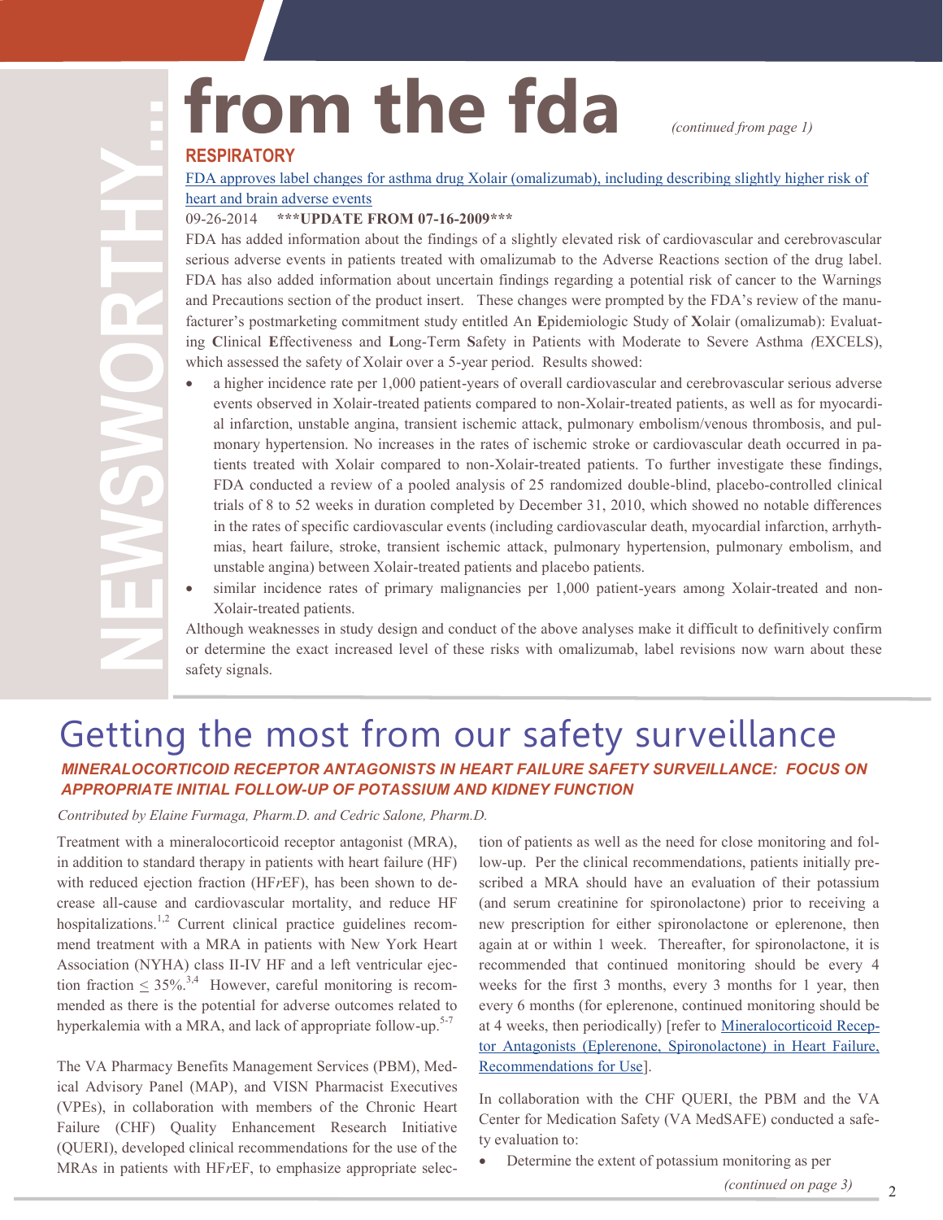# from the fda

*(continued from page 1)*

**NEWSWORTHY...**

## RESPIRATORY

FDA approves label changes for asthma drug Xolair (omalizumab), including describing slightly higher risk of heart and brain adverse events

09-26-2014 **\*\*\*UPDATE FROM 07-16-2009\*\*\***

FDA has added information about the findings of a slightly elevated risk of cardiovascular and cerebrovascular serious adverse events in patients treated with omalizumab to the Adverse Reactions section of the drug label. FDA has also added information about uncertain findings regarding a potential risk of cancer to the Warnings and Precautions section of the product insert. These changes were prompted by the FDA's review of the manufacturer's postmarketing commitment study entitled An **E**pidemiologic Study of **X**olair (omalizumab): Evaluating **C**linical **E**ffectiveness and **L**ong-Term **S**afety in Patients with Moderate to Severe Asthma *(*EXCELS), which assessed the safety of Xolair over a 5-year period. Results showed:

- a higher incidence rate per 1,000 patient-years of overall cardiovascular and cerebrovascular serious adverse events observed in Xolair-treated patients compared to non-Xolair-treated patients, as well as for myocardial infarction, unstable angina, transient ischemic attack, pulmonary embolism/venous thrombosis, and pulmonary hypertension. No increases in the rates of ischemic stroke or cardiovascular death occurred in patients treated with Xolair compared to non-Xolair-treated patients. To further investigate these findings, FDA conducted a review of a pooled analysis of 25 randomized double-blind, placebo-controlled clinical trials of 8 to 52 weeks in duration completed by December 31, 2010, which showed no notable differences in the rates of specific cardiovascular events (including cardiovascular death, myocardial infarction, arrhythmias, heart failure, stroke, transient ischemic attack, pulmonary hypertension, pulmonary embolism, and unstable angina) between Xolair-treated patients and placebo patients.
- similar incidence rates of primary malignancies per 1,000 patient-years among Xolair-treated and non-Xolair-treated patients.

Although weaknesses in study design and conduct of the above analyses make it difficult to definitively confirm or determine the exact increased level of these risks with omalizumab, label revisions now warn about these safety signals.

# Getting the most from our safety surveillance

### *MINERALOCORTICOID RECEPTOR ANTAGONISTS IN HEART FAILURE SAFETY SURVEILLANCE: FOCUS ON APPROPRIATE INITIAL FOLLOW-UP OF POTASSIUM AND KIDNEY FUNCTION*

*Contributed by Elaine Furmaga, Pharm.D. and Cedric Salone, Pharm.D.*

Treatment with a mineralocorticoid receptor antagonist (MRA), in addition to standard therapy in patients with heart failure (HF) with reduced ejection fraction (HF*r*EF), has been shown to decrease all-cause and cardiovascular mortality, and reduce HF hospitalizations.[1,2] Current clinical practice guidelines recommend treatment with a MRA in patients with New York Heart Association (NYHA) class II-IV HF and a left ventricular ejection fraction $\leq$ 35%.[3,4] However, careful monitoring is recommended as there is the potential for adverse outcomes related to hyperkalemia with a MRA, and lack of appropriate follow-up.[5-7]

The VA Pharmacy Benefits Management Services (PBM), Medical Advisory Panel (MAP), and VISN Pharmacist Executives (VPEs), in collaboration with members of the Chronic Heart Failure (CHF) Quality Enhancement Research Initiative (QUERI), developed clinical recommendations for the use of the MRAs in patients with HF*r*EF, to emphasize appropriate selection of patients as well as the need for close monitoring and follow-up. Per the clinical recommendations, patients initially prescribed a MRA should have an evaluation of their potassium (and serum creatinine for spironolactone) prior to receiving a new prescription for either spironolactone or eplerenone, then again at or within 1 week. Thereafter, for spironolactone, it is recommended that continued monitoring should be every 4 weeks for the first 3 months, every 3 months for 1 year, then every 6 months (for eplerenone, continued monitoring should be at 4 weeks, then periodically) [refer to Mineralocorticoid Receptor Antagonists (Eplerenone, Spironolactone) in Heart Failure, Recommendations for Use].

In collaboration with the CHF QUERI, the PBM and the VA Center for Medication Safety (VA MedSAFE) conducted a safety evaluation to:

- Determine the extent of potassium monitoring as per

*(continued on page 3)*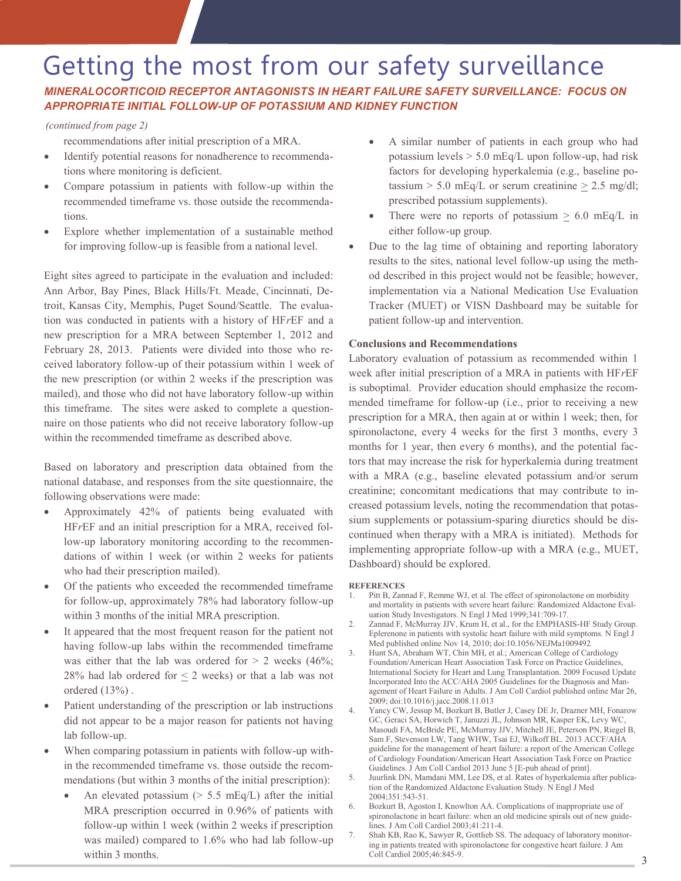# Getting the most from our safety surveillance

***MINERALOCORTICOID RECEPTOR ANTAGONISTS IN HEART FAILURE SAFETY SURVEILLANCE: FOCUS ON APPROPRIATE INITIAL FOLLOW-UP OF POTASSIUM AND KIDNEY FUNCTION***

*(continued from page 2)*

recommendations after initial prescription of a MRA.

- Identify potential reasons for nonadherence to recommendations where monitoring is deficient.
- Compare potassium in patients with follow-up within the recommended timeframe vs. those outside the recommendations.
- Explore whether implementation of a sustainable method for improving follow-up is feasible from a national level.

Eight sites agreed to participate in the evaluation and included: Ann Arbor, Bay Pines, Black Hills/Ft. Meade, Cincinnati, Detroit, Kansas City, Memphis, Puget Sound/Seattle. The evaluation was conducted in patients with a history of HF*r*EF and a new prescription for a MRA between September 1, 2012 and February 28, 2013. Patients were divided into those who received laboratory follow-up of their potassium within 1 week of the new prescription (or within 2 weeks if the prescription was mailed), and those who did not have laboratory follow-up within this timeframe. The sites were asked to complete a questionnaire on those patients who did not receive laboratory follow-up within the recommended timeframe as described above.

Based on laboratory and prescription data obtained from the national database, and responses from the site questionnaire, the following observations were made:

- Approximately 42% of patients being evaluated with HF*r*EF and an initial prescription for a MRA, received follow-up laboratory monitoring according to the recommendations of within 1 week (or within 2 weeks for patients who had their prescription mailed).
- Of the patients who exceeded the recommended timeframe for follow-up, approximately 78% had laboratory follow-up within 3 months of the initial MRA prescription.
- It appeared that the most frequent reason for the patient not having follow-up labs within the recommended timeframe was either that the lab was ordered for > 2 weeks (46%; 28% had lab ordered for ≤ 2 weeks) or that a lab was not ordered (13%) .
- Patient understanding of the prescription or lab instructions did not appear to be a major reason for patients not having lab follow-up.
- When comparing potassium in patients with follow-up within the recommended timeframe vs. those outside the recommendations (but within 3 months of the initial prescription):
  - An elevated potassium (> 5.5 mEq/L) after the initial MRA prescription occurred in 0.96% of patients with follow-up within 1 week (within 2 weeks if prescription was mailed) compared to 1.6% who had lab follow-up within 3 months.
  - A similar number of patients in each group who had potassium levels > 5.0 mEq/L upon follow-up, had risk factors for developing hyperkalemia (e.g., baseline potassium > 5.0 mEq/L or serum creatinine ≥ 2.5 mg/dl; prescribed potassium supplements).
  - There were no reports of potassium ≥ 6.0 mEq/L in either follow-up group.
- Due to the lag time of obtaining and reporting laboratory results to the sites, national level follow-up using the method described in this project would not be feasible; however, implementation via a National Medication Use Evaluation Tracker (MUET) or VISN Dashboard may be suitable for patient follow-up and intervention.

**Conclusions and Recommendations**

Laboratory evaluation of potassium as recommended within 1 week after initial prescription of a MRA in patients with HF*r*EF is suboptimal. Provider education should emphasize the recommended timeframe for follow-up (i.e., prior to receiving a new prescription for a MRA, then again at or within 1 week; then, for spironolactone, every 4 weeks for the first 3 months, every 3 months for 1 year, then every 6 months), and the potential factors that may increase the risk for hyperkalemia during treatment with a MRA (e.g., baseline elevated potassium and/or serum creatinine; concomitant medications that may contribute to increased potassium levels, noting the recommendation that potassium supplements or potassium-sparing diuretics should be discontinued when therapy with a MRA is initiated). Methods for implementing appropriate follow-up with a MRA (e.g., MUET, Dashboard) should be explored.

**REFERENCES**

1. Pitt B, Zannad F, Remme WJ, et al. The effect of spironolactone on morbidity and mortality in patients with severe heart failure: Randomized Aldactone Evaluation Study Investigators. N Engl J Med 1999;341:709-17.
2. Zannad F, McMurray JJV, Krum H, et al., for the EMPHASIS-HF Study Group. Eplerenone in patients with systolic heart failure with mild symptoms. N Engl J Med published online Nov 14, 2010; doi:10.1056/NEJMa1009492
3. Hunt SA, Abraham WT, Chin MH, et al.; American College of Cardiology Foundation/American Heart Association Task Force on Practice Guidelines, International Society for Heart and Lung Transplantation. 2009 Focused Update Incorporated Into the ACC/AHA 2005 Guidelines for the Diagnosis and Management of Heart Failure in Adults. J Am Coll Cardiol published online Mar 26, 2009; doi:10.1016/j.jacc.2008.11.013
4. Yancy CW, Jessup M, Bozkurt B, Butler J, Casey DE Jr, Drazner MH, Fonarow GC, Geraci SA, Horwich T, Januzzi JL, Johnson MR, Kasper EK, Levy WC, Masoudi FA, McBride PE, McMurray JJV, Mitchell JE, Peterson PN, Riegel B, Sam F, Stevenson LW, Tang WHW, Tsai EJ, Wilkoff BL. 2013 ACCF/AHA guideline for the management of heart failure: a report of the American College of Cardiology Foundation/American Heart Association Task Force on Practice Guidelines. J Am Coll Cardiol 2013 June 5 [E-pub ahead of print].
5. Juurlink DN, Mamdani MM, Lee DS, et al. Rates of hyperkalemia after publication of the Randomized Aldactone Evaluation Study. N Engl J Med 2004;351:543-51.
6. Bozkurt B, Agoston I, Knowlton AA. Complications of inappropriate use of spironolactone in heart failure: when an old medicine spirals out of new guidelines. J Am Coll Cardiol 2003;41:211-4.
7. Shah KB, Rao K, Sawyer R, Gottlieb SS. The adequacy of laboratory monitoring in patients treated with spironolactone for congestive heart failure. J Am Coll Cardiol 2005;46:845-9.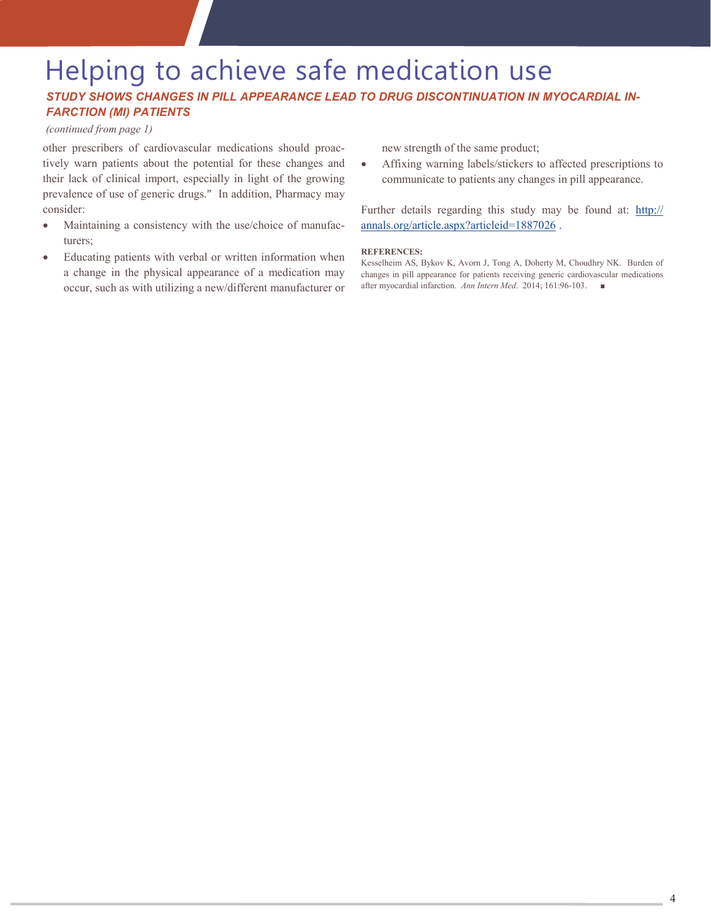# Helping to achieve safe medication use

***STUDY SHOWS CHANGES IN PILL APPEARANCE LEAD TO DRUG DISCONTINUATION IN MYOCARDIAL INFARCTION (MI) PATIENTS***

*(continued from page 1)*

other prescribers of cardiovascular medications should proactively warn patients about the potential for these changes and their lack of clinical import, especially in light of the growing prevalence of use of generic drugs." In addition, Pharmacy may consider:

- Maintaining a consistency with the use/choice of manufacturers;
- Educating patients with verbal or written information when a change in the physical appearance of a medication may occur, such as with utilizing a new/different manufacturer or new strength of the same product;
- Affixing warning labels/stickers to affected prescriptions to communicate to patients any changes in pill appearance.

Further details regarding this study may be found at: [http://annals.org/article.aspx?articleid=1887026](http://annals.org/article.aspx?articleid=1887026) .

**REFERENCES:**

Kesselheim AS, Bykov K, Avorn J, Tong A, Doherty M, Choudhry NK. Burden of changes in pill appearance for patients receiving generic cardiovascular medications after myocardial infarction. *Ann Intern Med*. 2014; 161:96-103. ■